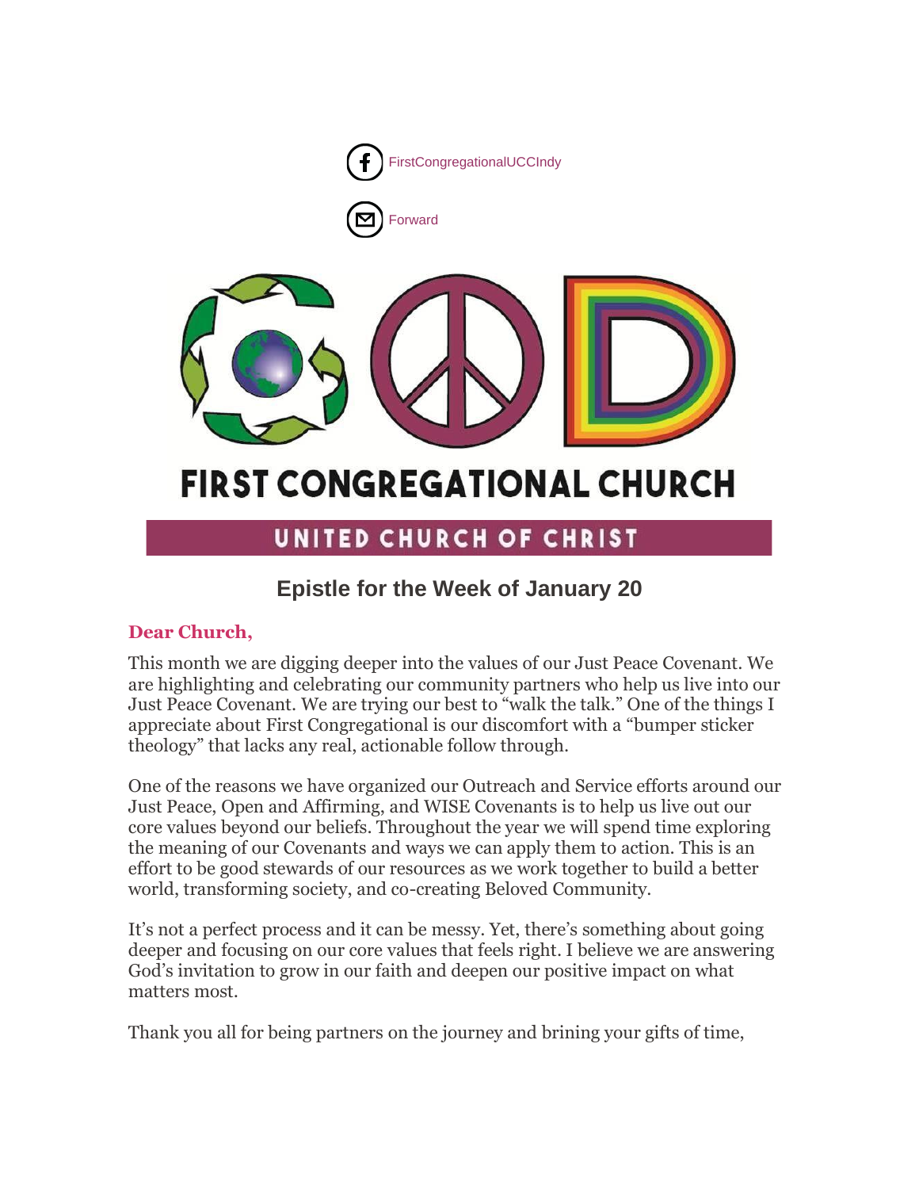FirstCongregationalUCCIndy

Forward

# FIRST CONGREGATIONAL CHURCH

## UNITED CHURCH OF CHRIST

## Epistle for the Week of January 20

**Dear Church,**

This month we are digging deeper into the values of our Just Peace Covenant. We are highlighting and celebrating our community partners who help us live into our Just Peace Covenant. We are trying our best to "walk the talk." One of the things I appreciate about First Congregational is our discomfort with a "bumper sticker theology" that lacks any real, actionable follow through.

One of the reasons we have organized our Outreach and Service efforts around our Just Peace, Open and Affirming, and WISE Covenants is to help us live out our core values beyond our beliefs. Throughout the year we will spend time exploring the meaning of our Covenants and ways we can apply them to action. This is an effort to be good stewards of our resources as we work together to build a better world, transforming society, and co-creating Beloved Community.

It's not a perfect process and it can be messy. Yet, there's something about going deeper and focusing on our core values that feels right. I believe we are answering God's invitation to grow in our faith and deepen our positive impact on what matters most.

Thank you all for being partners on the journey and brining your gifts of time,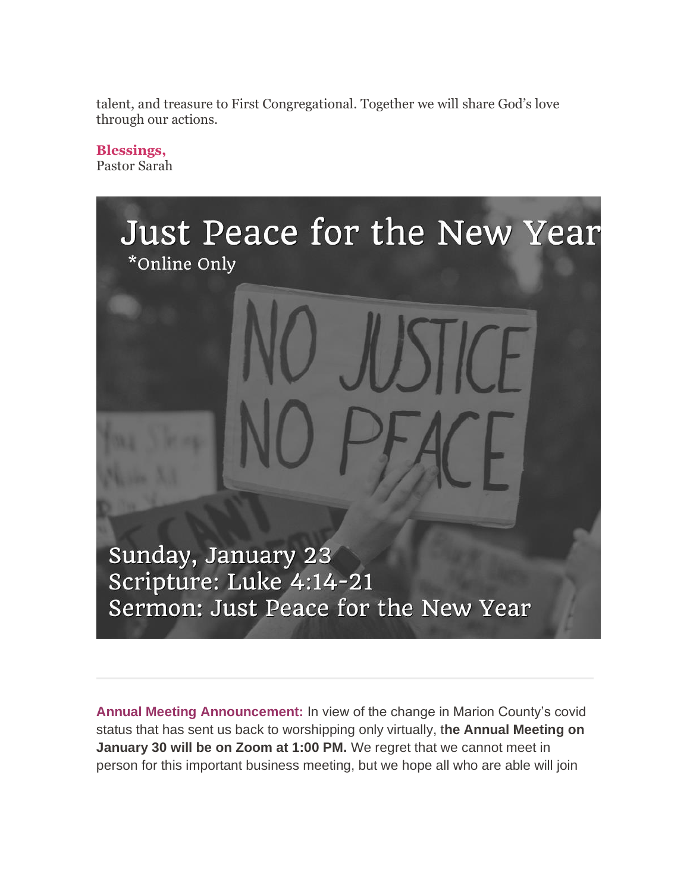talent, and treasure to First Congregational. Together we will share God's love through our actions.

**Blessings,**
Pastor Sarah

Just Peace for the New Year
*Online Only

NO JUSTICE NO PEACE

Sunday, January 23
Scripture: Luke 4:14-21
Sermon: Just Peace for the New Year

---

**Annual Meeting Announcement:** In view of the change in Marion County's covid status that has sent us back to worshipping only virtually, t**he Annual Meeting on January 30 will be on Zoom at 1:00 PM.** We regret that we cannot meet in person for this important business meeting, but we hope all who are able will join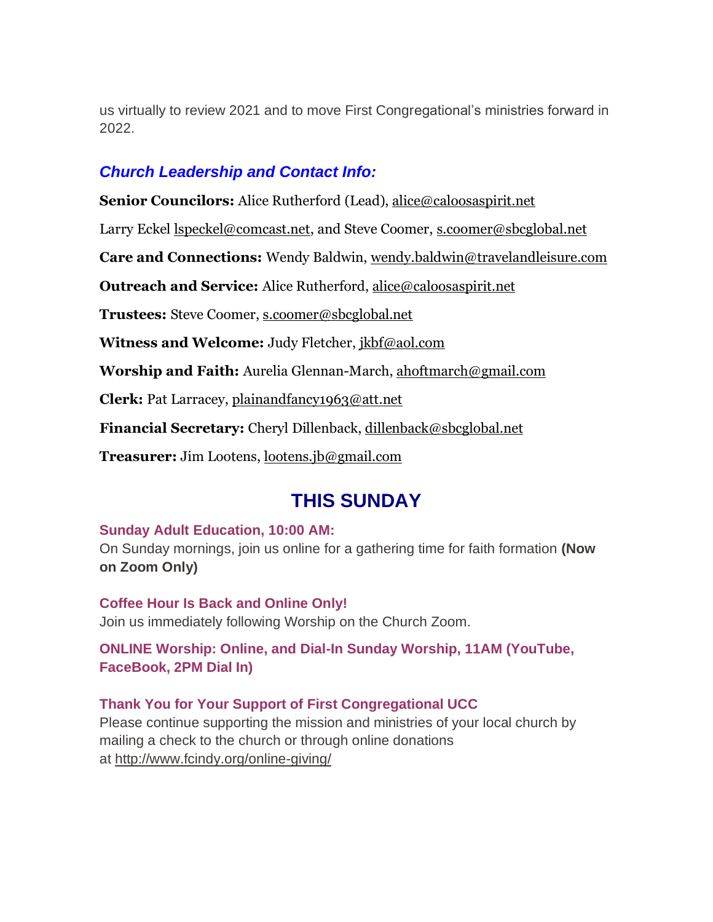us virtually to review 2021 and to move First Congregational's ministries forward in 2022.

### *Church Leadership and Contact Info:*

**Senior Councilors:** Alice Rutherford (Lead), alice@caloosaspirit.net

Larry Eckel lspeckel@comcast.net, and Steve Coomer, s.coomer@sbcglobal.net

**Care and Connections:** Wendy Baldwin, wendy.baldwin@travelandleisure.com

**Outreach and Service:** Alice Rutherford, alice@caloosaspirit.net

**Trustees:** Steve Coomer, s.coomer@sbcglobal.net

**Witness and Welcome:** Judy Fletcher, jkbf@aol.com

**Worship and Faith:** Aurelia Glennan-March, ahoftmarch@gmail.com

**Clerk:** Pat Larracey, plainandfancy1963@att.net

**Financial Secretary:** Cheryl Dillenback, dillenback@sbcglobal.net

**Treasurer:** Jim Lootens, lootens.jb@gmail.com

## THIS SUNDAY

**Sunday Adult Education, 10:00 AM:**
On Sunday mornings, join us online for a gathering time for faith formation **(Now on Zoom Only)**

**Coffee Hour Is Back and Online Only!**
Join us immediately following Worship on the Church Zoom.

**ONLINE Worship: Online, and Dial-In Sunday Worship, 11AM (YouTube, FaceBook, 2PM Dial In)**

**Thank You for Your Support of First Congregational UCC**
Please continue supporting the mission and ministries of your local church by mailing a check to the church or through online donations at http://www.fcindy.org/online-giving/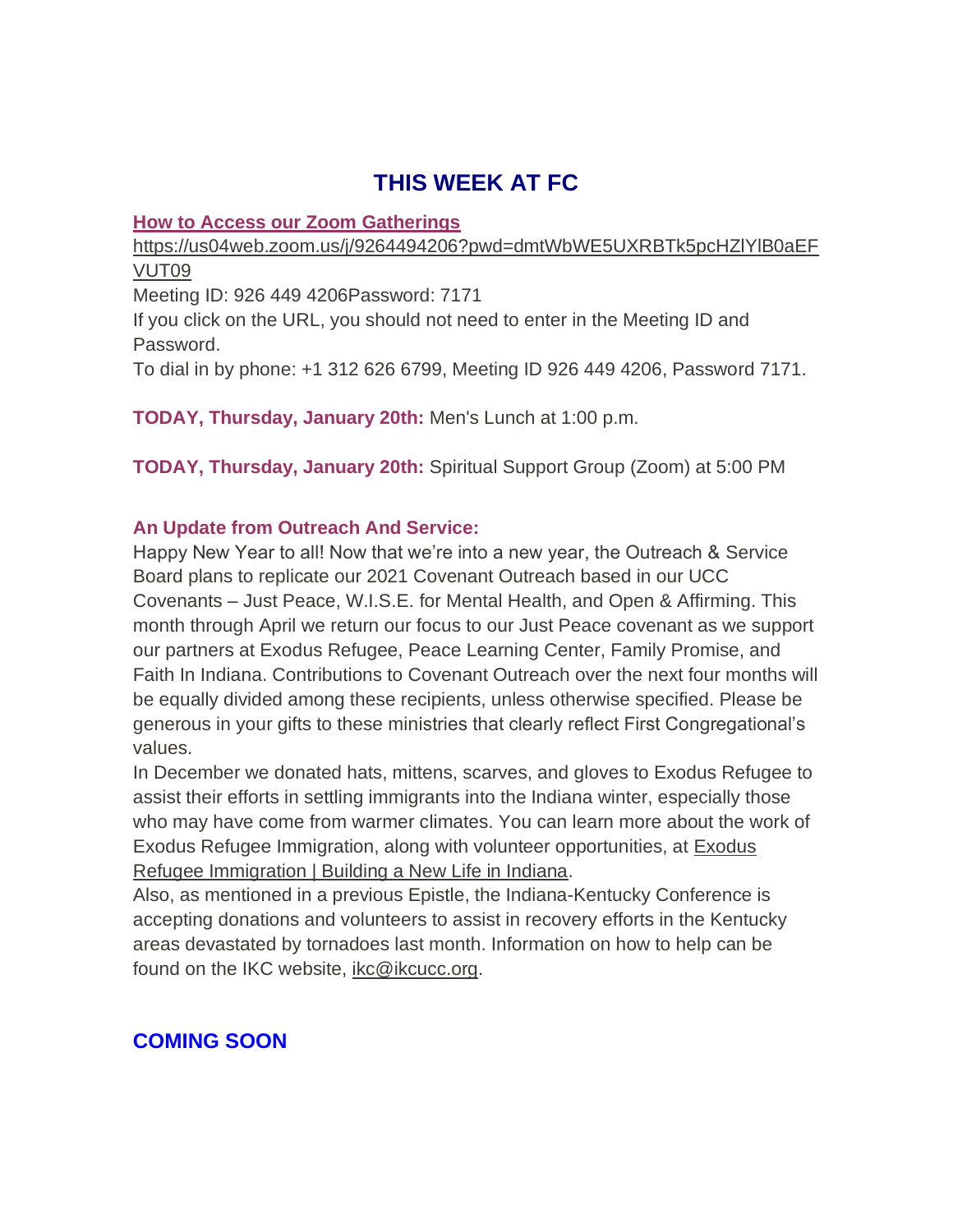# THIS WEEK AT FC

**How to Access our Zoom Gatherings**

https://us04web.zoom.us/j/9264494206?pwd=dmtWbWE5UXRBTk5pcHZlYlB0aEFVUT09

Meeting ID: 926 449 4206Password: 7171

If you click on the URL, you should not need to enter in the Meeting ID and Password.

To dial in by phone: +1 312 626 6799, Meeting ID 926 449 4206, Password 7171.

**TODAY, Thursday, January 20th:** Men's Lunch at 1:00 p.m.

**TODAY, Thursday, January 20th:** Spiritual Support Group (Zoom) at 5:00 PM

**An Update from Outreach And Service:**

Happy New Year to all! Now that we're into a new year, the Outreach & Service Board plans to replicate our 2021 Covenant Outreach based in our UCC Covenants – Just Peace, W.I.S.E. for Mental Health, and Open & Affirming. This month through April we return our focus to our Just Peace covenant as we support our partners at Exodus Refugee, Peace Learning Center, Family Promise, and Faith In Indiana. Contributions to Covenant Outreach over the next four months will be equally divided among these recipients, unless otherwise specified. Please be generous in your gifts to these ministries that clearly reflect First Congregational's values.

In December we donated hats, mittens, scarves, and gloves to Exodus Refugee to assist their efforts in settling immigrants into the Indiana winter, especially those who may have come from warmer climates. You can learn more about the work of Exodus Refugee Immigration, along with volunteer opportunities, at Exodus Refugee Immigration | Building a New Life in Indiana.

Also, as mentioned in a previous Epistle, the Indiana-Kentucky Conference is accepting donations and volunteers to assist in recovery efforts in the Kentucky areas devastated by tornadoes last month. Information on how to help can be found on the IKC website, ikc@ikcucc.org.

## COMING SOON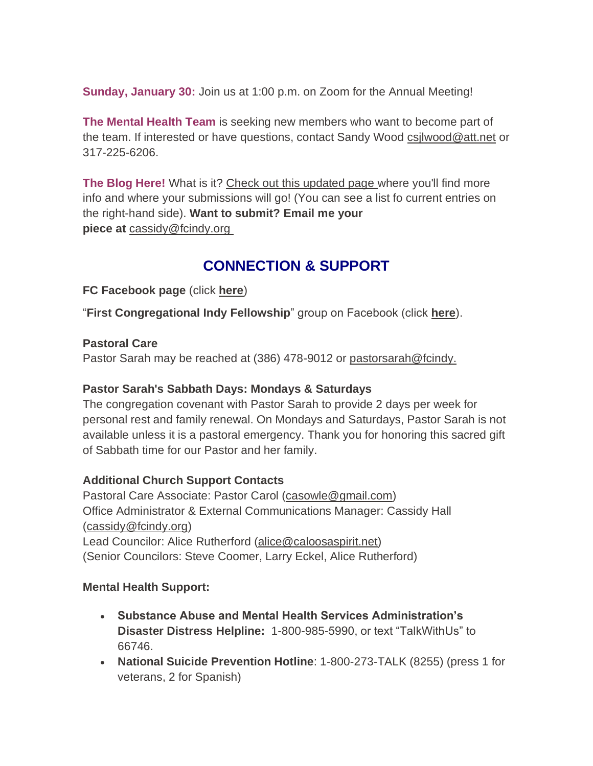**Sunday, January 30:** Join us at 1:00 p.m. on Zoom for the Annual Meeting!

**The Mental Health Team** is seeking new members who want to become part of the team. If interested or have questions, contact Sandy Wood csjlwood@att.net or 317-225-6206.

**The Blog Here!** What is it? Check out this updated page where you'll find more info and where your submissions will go! (You can see a list fo current entries on the right-hand side). **Want to submit? Email me your piece at** cassidy@fcindy.org

## CONNECTION & SUPPORT

**FC Facebook page** (click **here**)

"**First Congregational Indy Fellowship**" group on Facebook (click **here**).

**Pastoral Care**
Pastor Sarah may be reached at (386) 478-9012 or pastorsarah@fcindy.

**Pastor Sarah's Sabbath Days: Mondays & Saturdays**
The congregation covenant with Pastor Sarah to provide 2 days per week for personal rest and family renewal. On Mondays and Saturdays, Pastor Sarah is not available unless it is a pastoral emergency. Thank you for honoring this sacred gift of Sabbath time for our Pastor and her family.

**Additional Church Support Contacts**
Pastoral Care Associate: Pastor Carol (casowle@gmail.com)
Office Administrator & External Communications Manager: Cassidy Hall (cassidy@fcindy.org)
Lead Councilor: Alice Rutherford (alice@caloosaspirit.net)
(Senior Councilors: Steve Coomer, Larry Eckel, Alice Rutherford)

**Mental Health Support:**

- **Substance Abuse and Mental Health Services Administration's Disaster Distress Helpline:** 1-800-985-5990, or text "TalkWithUs" to 66746.
- **National Suicide Prevention Hotline**: 1-800-273-TALK (8255) (press 1 for veterans, 2 for Spanish)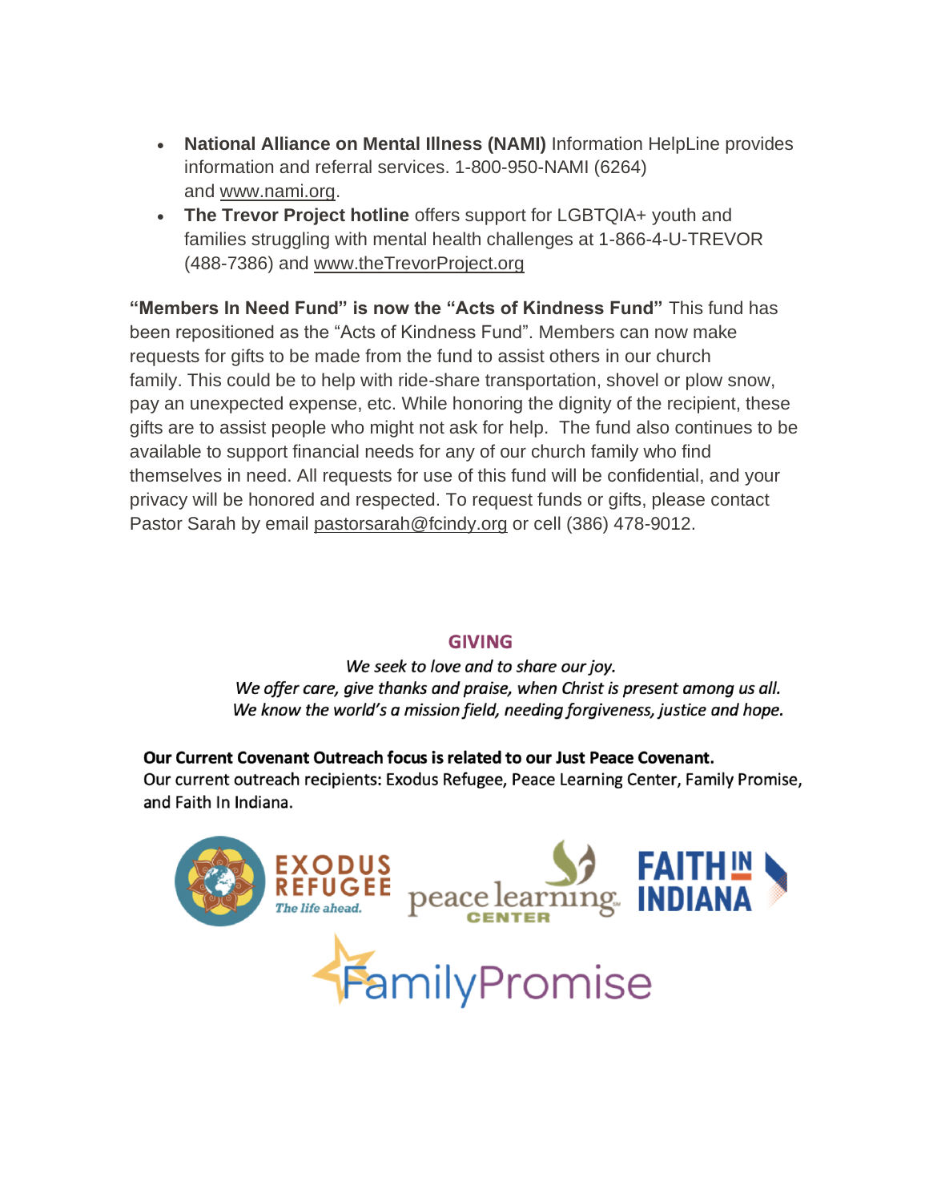- **National Alliance on Mental Illness (NAMI)** Information HelpLine provides information and referral services. 1-800-950-NAMI (6264) and www.nami.org.
- **The Trevor Project hotline** offers support for LGBTQIA+ youth and families struggling with mental health challenges at 1-866-4-U-TREVOR (488-7386) and www.theTrevorProject.org

**"Members In Need Fund" is now the "Acts of Kindness Fund"** This fund has been repositioned as the "Acts of Kindness Fund". Members can now make requests for gifts to be made from the fund to assist others in our church family. This could be to help with ride-share transportation, shovel or plow snow, pay an unexpected expense, etc. While honoring the dignity of the recipient, these gifts are to assist people who might not ask for help. The fund also continues to be available to support financial needs for any of our church family who find themselves in need. All requests for use of this fund will be confidential, and your privacy will be honored and respected. To request funds or gifts, please contact Pastor Sarah by email pastorsarah@fcindy.org or cell (386) 478-9012.

## GIVING

*We seek to love and to share our joy.*
*We offer care, give thanks and praise, when Christ is present among us all.*
*We know the world's a mission field, needing forgiveness, justice and hope.*

**Our Current Covenant Outreach focus is related to our Just Peace Covenant.**
Our current outreach recipients: Exodus Refugee, Peace Learning Center, Family Promise, and Faith In Indiana.

EXODUS REFUGEE *The life ahead.*

peace learning CENTER

FAITH IN INDIANA

FamilyPromise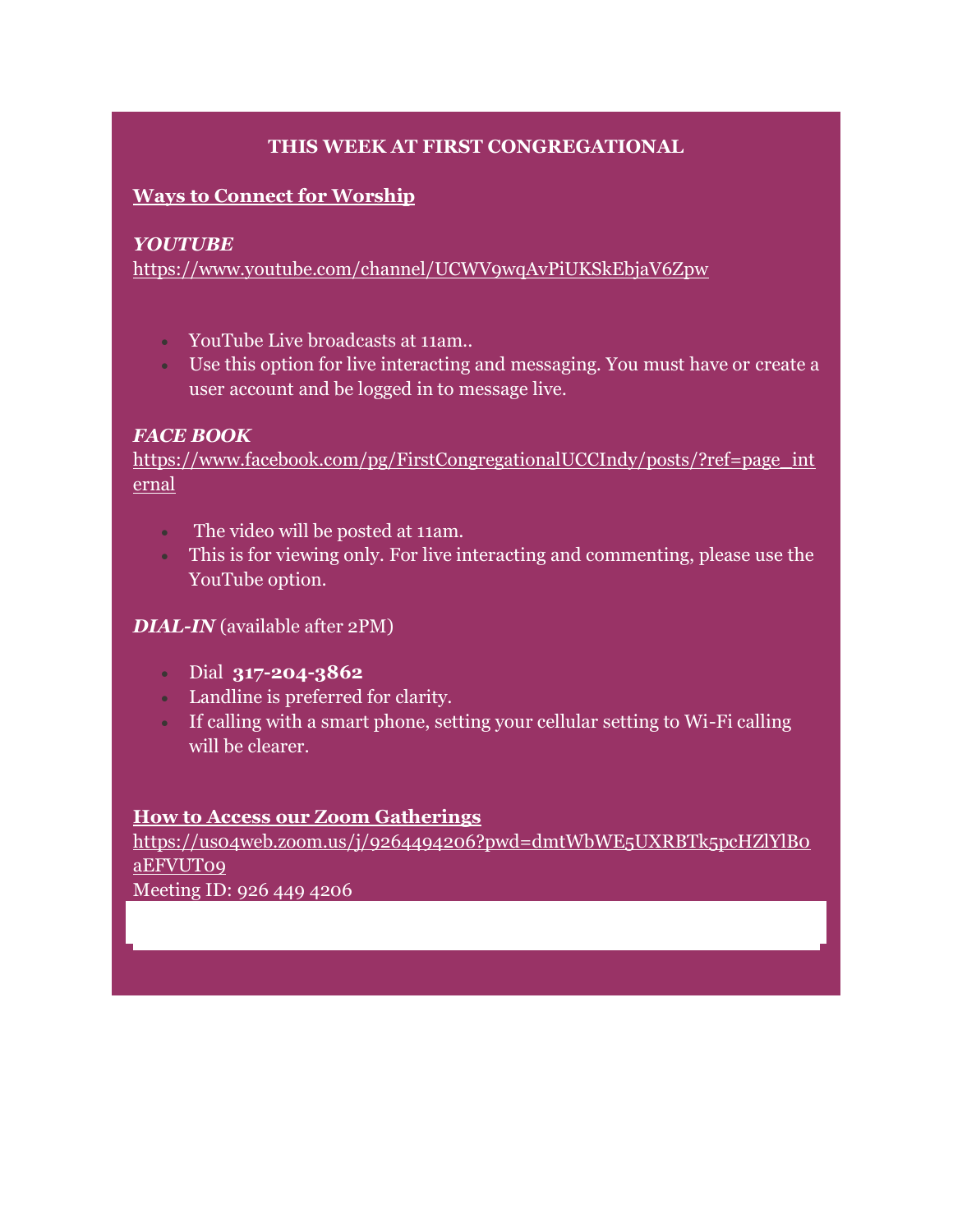**THIS WEEK AT FIRST CONGREGATIONAL**

**Ways to Connect for Worship**

***YOUTUBE***
https://www.youtube.com/channel/UCWV9wqAvPiUKSkEbjaV6Zpw

- YouTube Live broadcasts at 11am..
- Use this option for live interacting and messaging. You must have or create a user account and be logged in to message live.

***FACE BOOK***
https://www.facebook.com/pg/FirstCongregationalUCCIndy/posts/?ref=page_internal

- The video will be posted at 11am.
- This is for viewing only. For live interacting and commenting, please use the YouTube option.

***DIAL-IN*** (available after 2PM)

- Dial **317-204-3862**
- Landline is preferred for clarity.
- If calling with a smart phone, setting your cellular setting to Wi-Fi calling will be clearer.

**How to Access our Zoom Gatherings**
https://us04web.zoom.us/j/9264494206?pwd=dmtWbWE5UXRBTk5pcHZlYlB0aEFVUT09
Meeting ID: 926 449 4206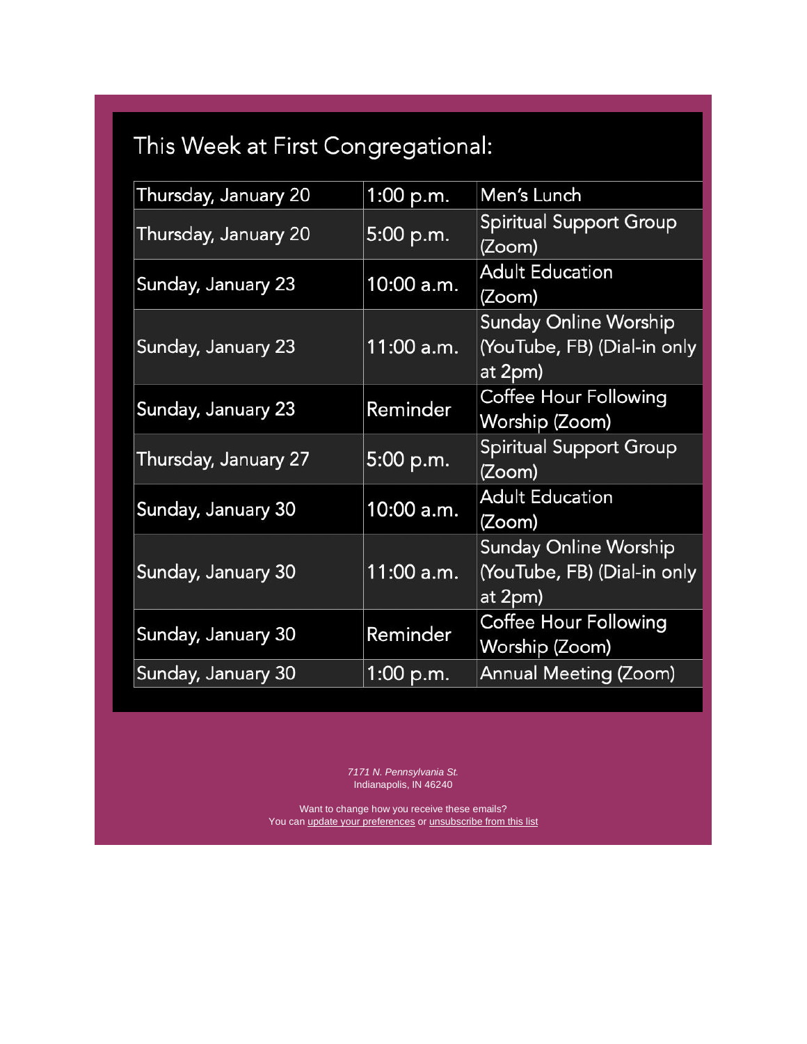## This Week at First Congregational:

| | | |
|---|---|---|
| Thursday, January 20 | 1:00 p.m. | Men's Lunch |
| Thursday, January 20 | 5:00 p.m. | Spiritual Support Group (Zoom) |
| Sunday, January 23 | 10:00 a.m. | Adult Education (Zoom) |
| Sunday, January 23 | 11:00 a.m. | Sunday Online Worship (YouTube, FB) (Dial-in only at 2pm) |
| Sunday, January 23 | Reminder | Coffee Hour Following Worship (Zoom) |
| Thursday, January 27 | 5:00 p.m. | Spiritual Support Group (Zoom) |
| Sunday, January 30 | 10:00 a.m. | Adult Education (Zoom) |
| Sunday, January 30 | 11:00 a.m. | Sunday Online Worship (YouTube, FB) (Dial-in only at 2pm) |
| Sunday, January 30 | Reminder | Coffee Hour Following Worship (Zoom) |
| Sunday, January 30 | 1:00 p.m. | Annual Meeting (Zoom) |

*7171 N. Pennsylvania St.*
Indianapolis, IN 46240

Want to change how you receive these emails?
You can update your preferences or unsubscribe from this list